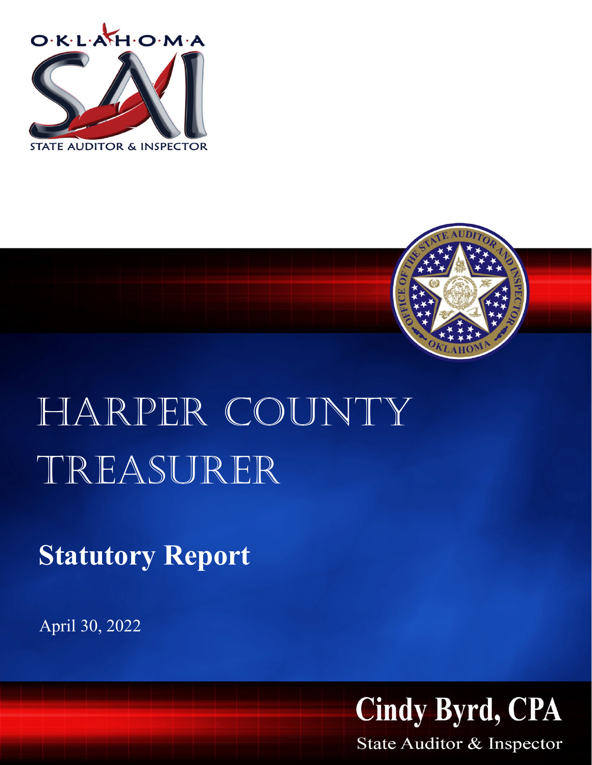OKLAHOMA

STATE AUDITOR & INSPECTOR

# HARPER COUNTY TREASURER

## Statutory Report

April 30, 2022

**Cindy Byrd, CPA**

State Auditor & Inspector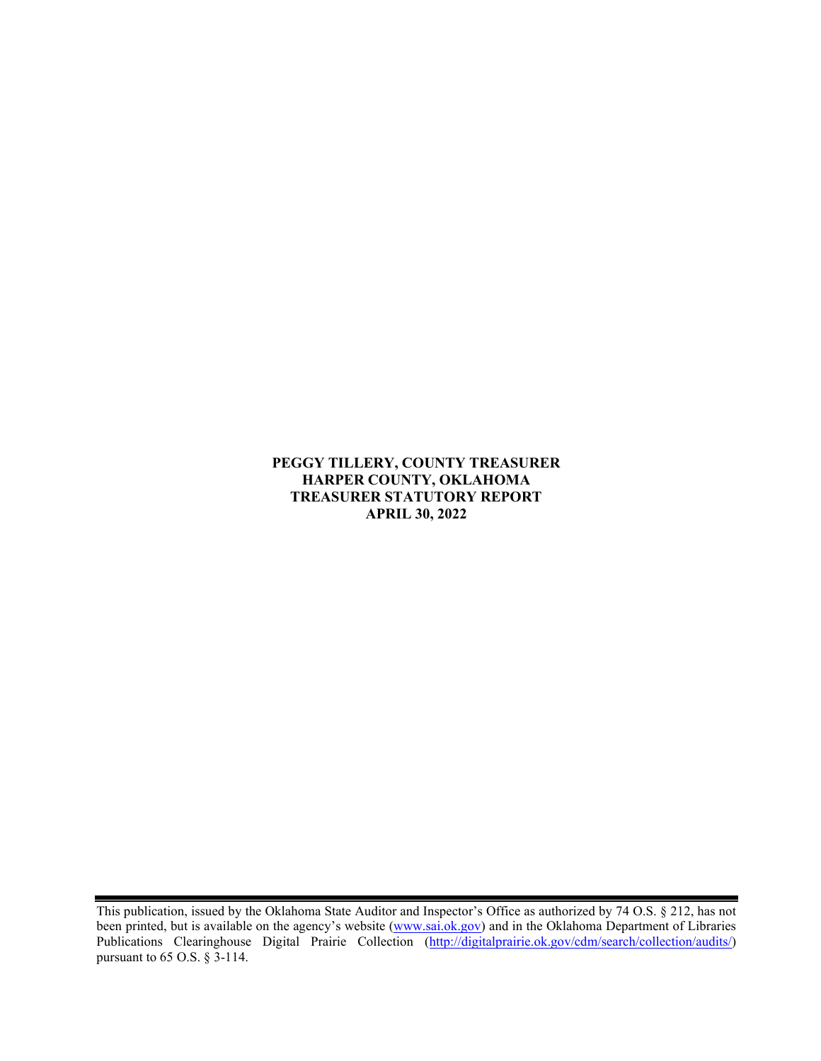**PEGGY TILLERY, COUNTY TREASURER**
**HARPER COUNTY, OKLAHOMA**
**TREASURER STATUTORY REPORT**
**APRIL 30, 2022**

---

This publication, issued by the Oklahoma State Auditor and Inspector's Office as authorized by 74 O.S. § 212, has not been printed, but is available on the agency's website (www.sai.ok.gov) and in the Oklahoma Department of Libraries Publications Clearinghouse Digital Prairie Collection (http://digitalprairie.ok.gov/cdm/search/collection/audits/) pursuant to 65 O.S. § 3-114.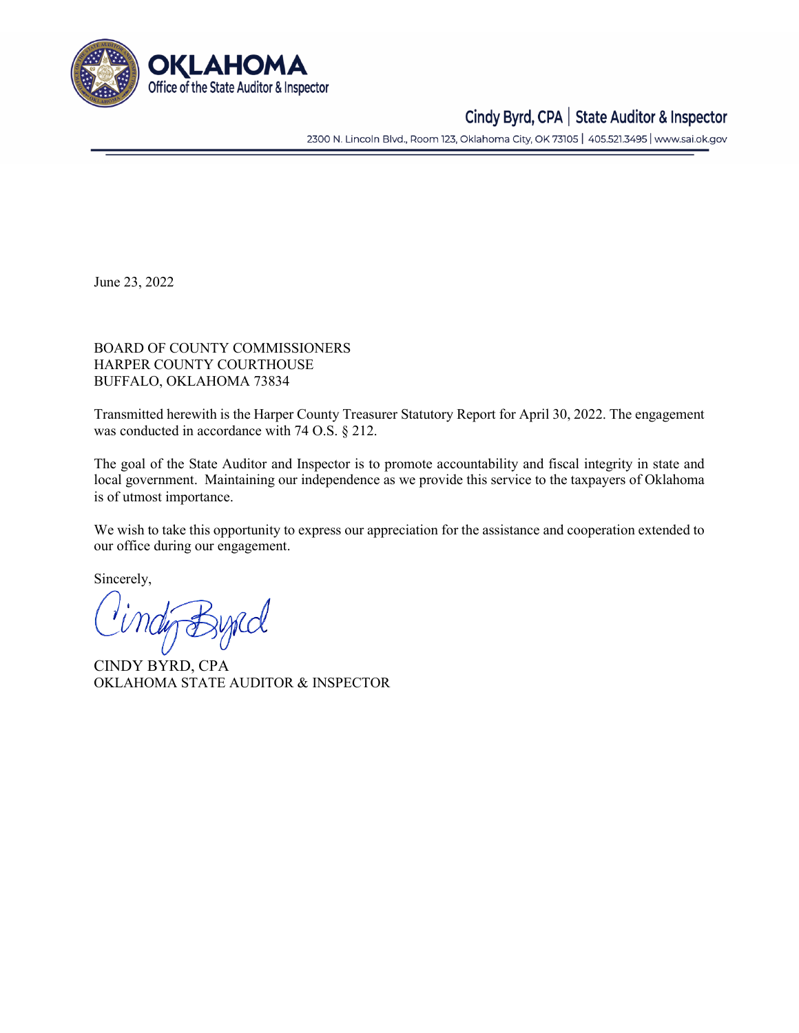**OKLAHOMA**
Office of the State Auditor & Inspector

Cindy Byrd, CPA | State Auditor & Inspector

2300 N. Lincoln Blvd., Room 123, Oklahoma City, OK 73105 | 405.521.3495 | www.sai.ok.gov

June 23, 2022

BOARD OF COUNTY COMMISSIONERS
HARPER COUNTY COURTHOUSE
BUFFALO, OKLAHOMA 73834

Transmitted herewith is the Harper County Treasurer Statutory Report for April 30, 2022. The engagement was conducted in accordance with 74 O.S. § 212.

The goal of the State Auditor and Inspector is to promote accountability and fiscal integrity in state and local government. Maintaining our independence as we provide this service to the taxpayers of Oklahoma is of utmost importance.

We wish to take this opportunity to express our appreciation for the assistance and cooperation extended to our office during our engagement.

Sincerely,

CINDY BYRD, CPA
OKLAHOMA STATE AUDITOR & INSPECTOR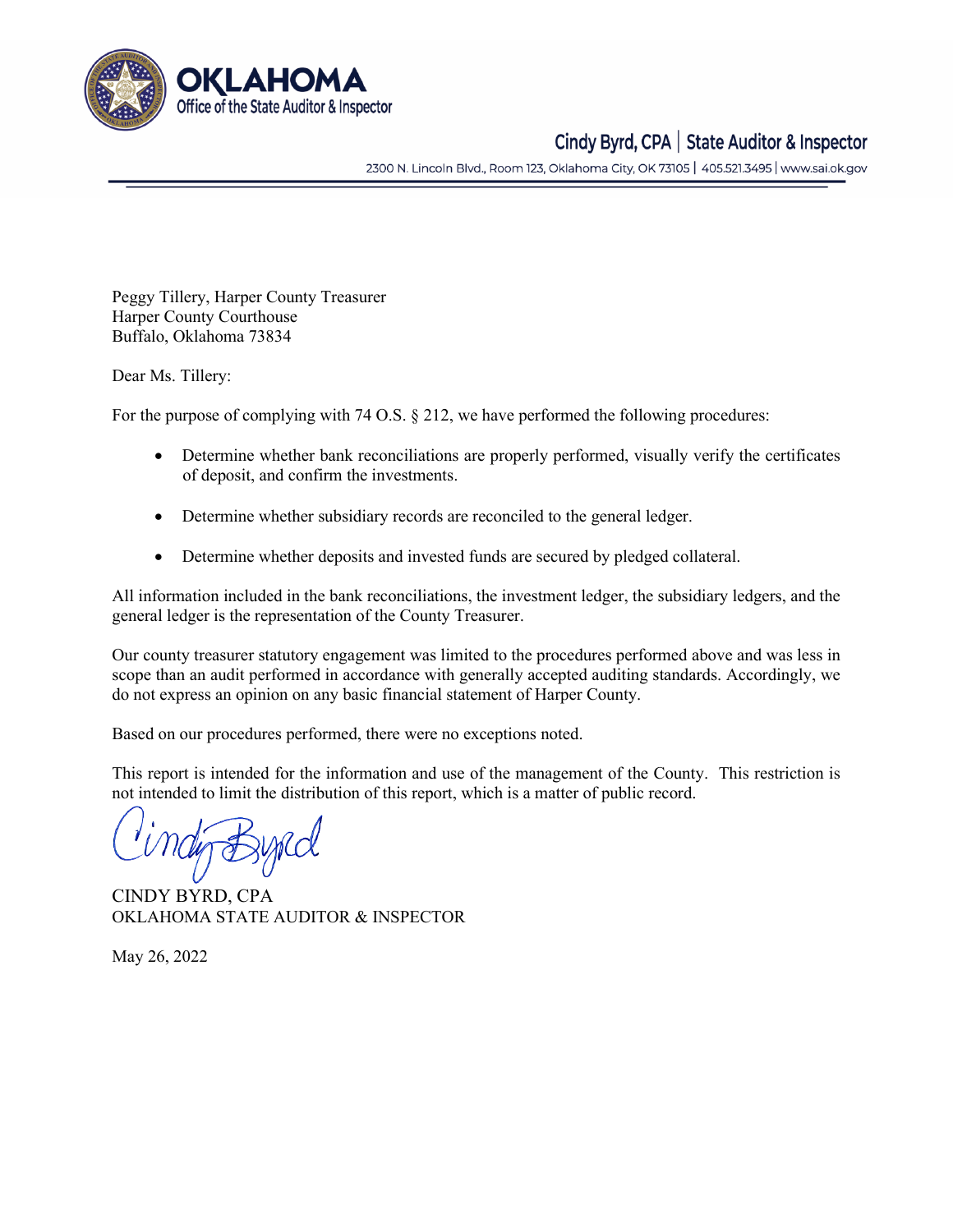**OKLAHOMA**
Office of the State Auditor & Inspector

Cindy Byrd, CPA | State Auditor & Inspector

2300 N. Lincoln Blvd., Room 123, Oklahoma City, OK 73105 | 405.521.3495 | www.sai.ok.gov

Peggy Tillery, Harper County Treasurer
Harper County Courthouse
Buffalo, Oklahoma 73834

Dear Ms. Tillery:

For the purpose of complying with 74 O.S. § 212, we have performed the following procedures:

- Determine whether bank reconciliations are properly performed, visually verify the certificates of deposit, and confirm the investments.
- Determine whether subsidiary records are reconciled to the general ledger.
- Determine whether deposits and invested funds are secured by pledged collateral.

All information included in the bank reconciliations, the investment ledger, the subsidiary ledgers, and the general ledger is the representation of the County Treasurer.

Our county treasurer statutory engagement was limited to the procedures performed above and was less in scope than an audit performed in accordance with generally accepted auditing standards. Accordingly, we do not express an opinion on any basic financial statement of Harper County.

Based on our procedures performed, there were no exceptions noted.

This report is intended for the information and use of the management of the County. This restriction is not intended to limit the distribution of this report, which is a matter of public record.

CINDY BYRD, CPA
OKLAHOMA STATE AUDITOR & INSPECTOR

May 26, 2022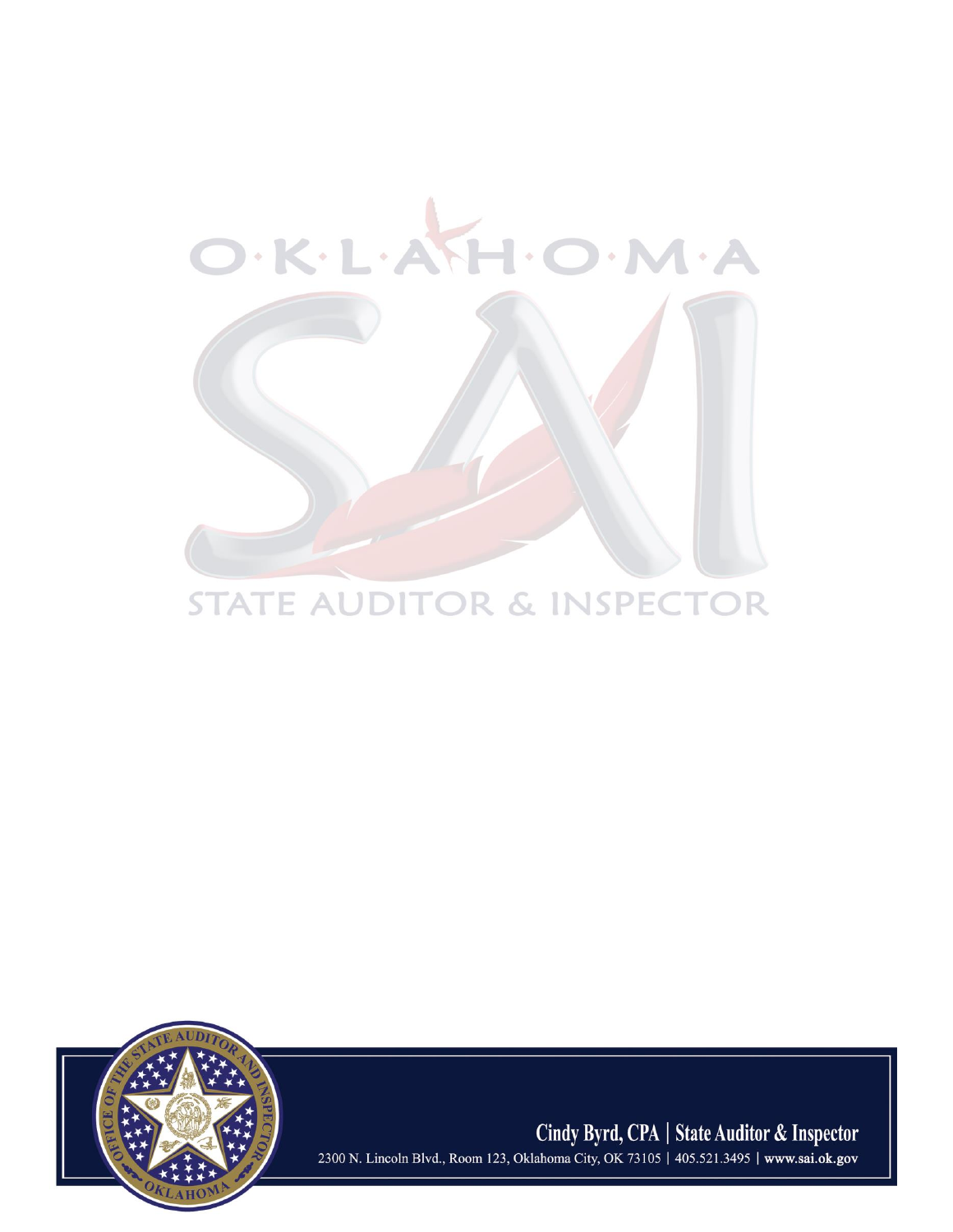OKLAHOMA

SAI

STATE AUDITOR & INSPECTOR

**Cindy Byrd, CPA | State Auditor & Inspector**

2300 N. Lincoln Blvd., Room 123, Oklahoma City, OK 73105 | 405.521.3495 | **www.sai.ok.gov**